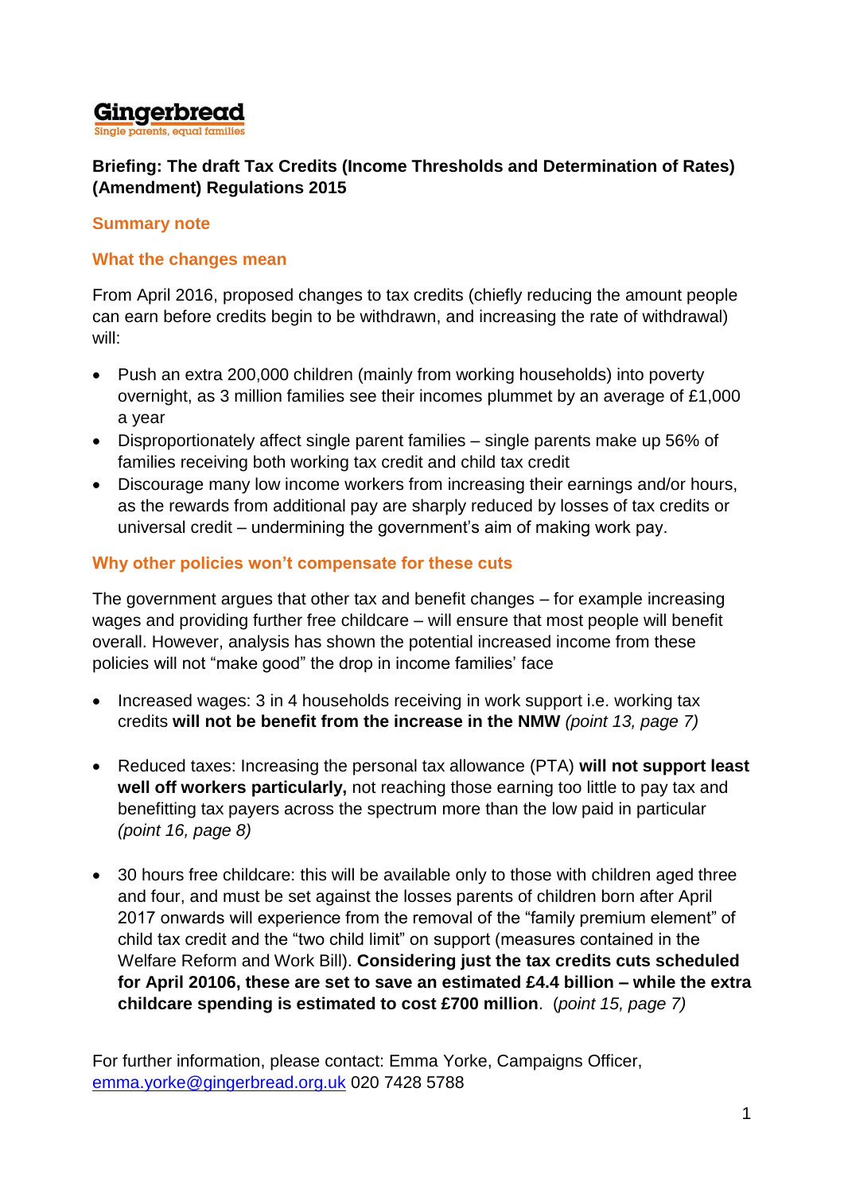Gingerbread
Single parents, equal families

**Briefing: The draft Tax Credits (Income Thresholds and Determination of Rates) (Amendment) Regulations 2015**

## Summary note

### What the changes mean

From April 2016, proposed changes to tax credits (chiefly reducing the amount people can earn before credits begin to be withdrawn, and increasing the rate of withdrawal) will:

- Push an extra 200,000 children (mainly from working households) into poverty overnight, as 3 million families see their incomes plummet by an average of £1,000 a year
- Disproportionately affect single parent families – single parents make up 56% of families receiving both working tax credit and child tax credit
- Discourage many low income workers from increasing their earnings and/or hours, as the rewards from additional pay are sharply reduced by losses of tax credits or universal credit – undermining the government's aim of making work pay.

### Why other policies won't compensate for these cuts

The government argues that other tax and benefit changes – for example increasing wages and providing further free childcare – will ensure that most people will benefit overall. However, analysis has shown the potential increased income from these policies will not "make good" the drop in income families' face

- Increased wages: 3 in 4 households receiving in work support i.e. working tax credits **will not be benefit from the increase in the NMW** *(point 13, page 7)*

- Reduced taxes: Increasing the personal tax allowance (PTA) **will not support least well off workers particularly,** not reaching those earning too little to pay tax and benefitting tax payers across the spectrum more than the low paid in particular *(point 16, page 8)*

- 30 hours free childcare: this will be available only to those with children aged three and four, and must be set against the losses parents of children born after April 2017 onwards will experience from the removal of the "family premium element" of child tax credit and the "two child limit" on support (measures contained in the Welfare Reform and Work Bill). **Considering just the tax credits cuts scheduled for April 20106, these are set to save an estimated £4.4 billion – while the extra childcare spending is estimated to cost £700 million**. (*point 15, page 7)*

For further information, please contact: Emma Yorke, Campaigns Officer, emma.yorke@gingerbread.org.uk 020 7428 5788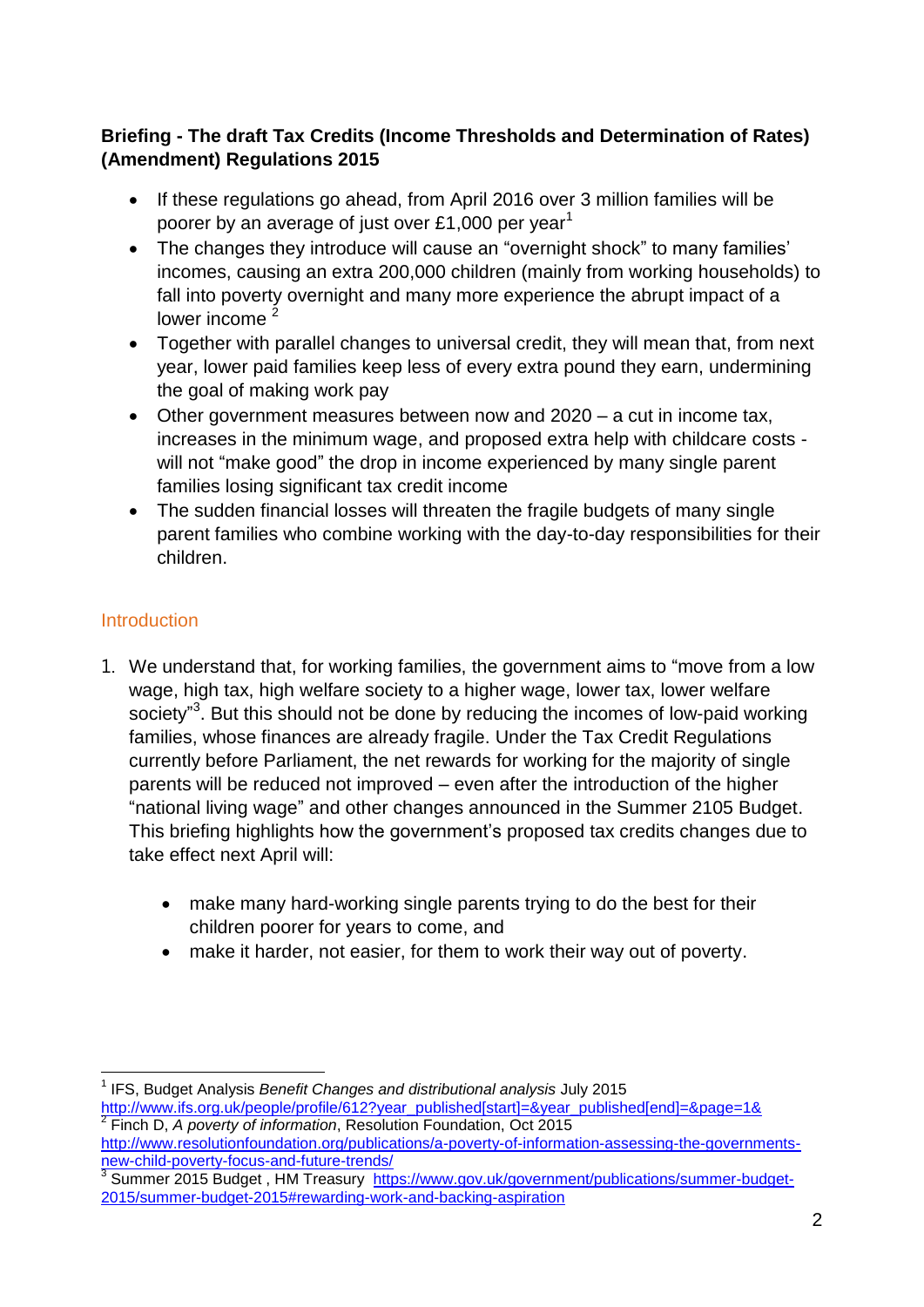**Briefing - The draft Tax Credits (Income Thresholds and Determination of Rates) (Amendment) Regulations 2015**

- If these regulations go ahead, from April 2016 over 3 million families will be poorer by an average of just over £1,000 per year[1]
- The changes they introduce will cause an "overnight shock" to many families' incomes, causing an extra 200,000 children (mainly from working households) to fall into poverty overnight and many more experience the abrupt impact of a lower income [2]
- Together with parallel changes to universal credit, they will mean that, from next year, lower paid families keep less of every extra pound they earn, undermining the goal of making work pay
- Other government measures between now and 2020 – a cut in income tax, increases in the minimum wage, and proposed extra help with childcare costs - will not "make good" the drop in income experienced by many single parent families losing significant tax credit income
- The sudden financial losses will threaten the fragile budgets of many single parent families who combine working with the day-to-day responsibilities for their children.

## Introduction

1. We understand that, for working families, the government aims to "move from a low wage, high tax, high welfare society to a higher wage, lower tax, lower welfare society"[3]. But this should not be done by reducing the incomes of low-paid working families, whose finances are already fragile. Under the Tax Credit Regulations currently before Parliament, the net rewards for working for the majority of single parents will be reduced not improved – even after the introduction of the higher "national living wage" and other changes announced in the Summer 2105 Budget. This briefing highlights how the government's proposed tax credits changes due to take effect next April will:

    - make many hard-working single parents trying to do the best for their children poorer for years to come, and
    - make it harder, not easier, for them to work their way out of poverty.

---

[1] IFS, Budget Analysis *Benefit Changes and distributional analysis* July 2015 http://www.ifs.org.uk/people/profile/612?year_published[start]=&year_published[end]=&page=1&

[2] Finch D, *A poverty of information*, Resolution Foundation, Oct 2015 http://www.resolutionfoundation.org/publications/a-poverty-of-information-assessing-the-governments-new-child-poverty-focus-and-future-trends/

[3] Summer 2015 Budget , HM Treasury https://www.gov.uk/government/publications/summer-budget-2015/summer-budget-2015#rewarding-work-and-backing-aspiration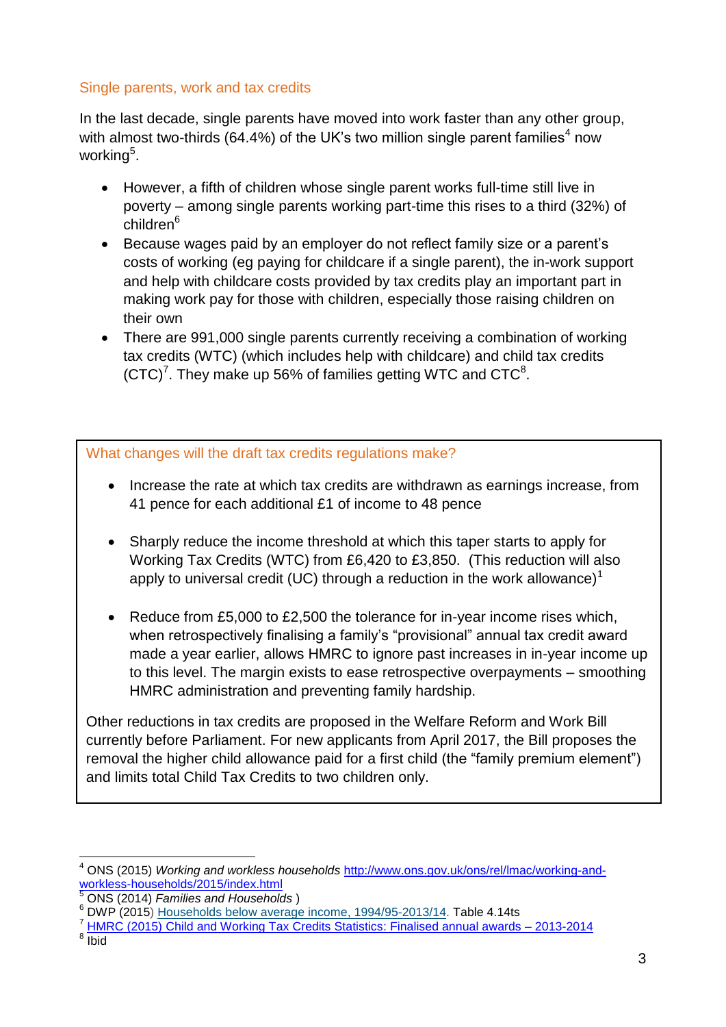## Single parents, work and tax credits

In the last decade, single parents have moved into work faster than any other group, with almost two-thirds (64.4%) of the UK's two million single parent families[4] now working[5].

- However, a fifth of children whose single parent works full-time still live in poverty – among single parents working part-time this rises to a third (32%) of children[6]
- Because wages paid by an employer do not reflect family size or a parent's costs of working (eg paying for childcare if a single parent), the in-work support and help with childcare costs provided by tax credits play an important part in making work pay for those with children, especially those raising children on their own
- There are 991,000 single parents currently receiving a combination of working tax credits (WTC) (which includes help with childcare) and child tax credits (CTC)[7]. They make up 56% of families getting WTC and CTC[8].

### What changes will the draft tax credits regulations make?

- Increase the rate at which tax credits are withdrawn as earnings increase, from 41 pence for each additional £1 of income to 48 pence
- Sharply reduce the income threshold at which this taper starts to apply for Working Tax Credits (WTC) from £6,420 to £3,850. (This reduction will also apply to universal credit (UC) through a reduction in the work allowance)[1]
- Reduce from £5,000 to £2,500 the tolerance for in-year income rises which, when retrospectively finalising a family's "provisional" annual tax credit award made a year earlier, allows HMRC to ignore past increases in in-year income up to this level. The margin exists to ease retrospective overpayments – smoothing HMRC administration and preventing family hardship.

Other reductions in tax credits are proposed in the Welfare Reform and Work Bill currently before Parliament. For new applicants from April 2017, the Bill proposes the removal the higher child allowance paid for a first child (the "family premium element") and limits total Child Tax Credits to two children only.

---

[4] ONS (2015) *Working and workless households* http://www.ons.gov.uk/ons/rel/lmac/working-and-workless-households/2015/index.html
[5] ONS (2014) *Families and Households* )
[6] DWP (2015) Households below average income, 1994/95-2013/14. Table 4.14ts
[7] HMRC (2015) Child and Working Tax Credits Statistics: Finalised annual awards – 2013-2014
[8] Ibid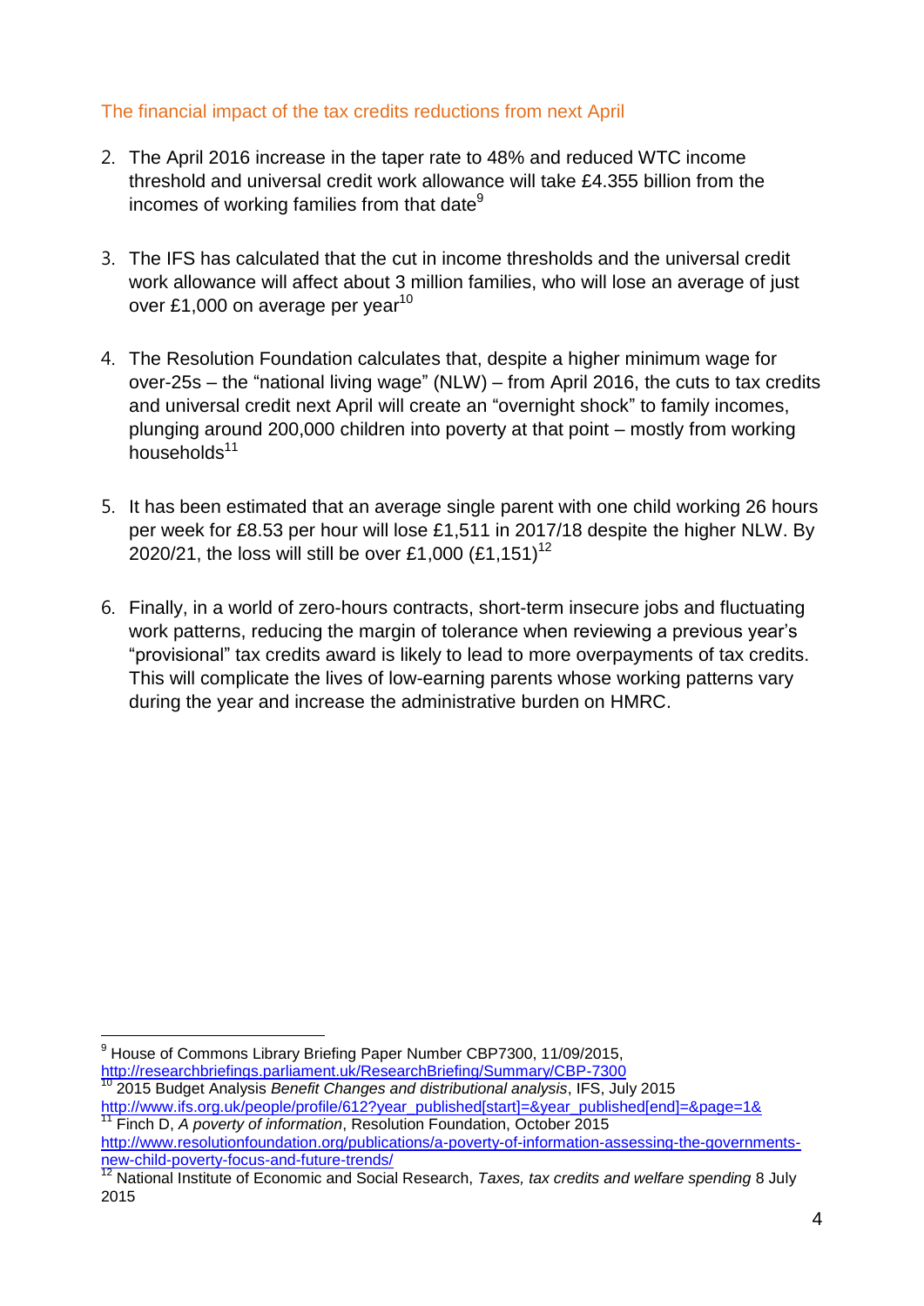## The financial impact of the tax credits reductions from next April

2. The April 2016 increase in the taper rate to 48% and reduced WTC income threshold and universal credit work allowance will take £4.355 billion from the incomes of working families from that date[9]

3. The IFS has calculated that the cut in income thresholds and the universal credit work allowance will affect about 3 million families, who will lose an average of just over £1,000 on average per year[10]

4. The Resolution Foundation calculates that, despite a higher minimum wage for over-25s – the "national living wage" (NLW) – from April 2016, the cuts to tax credits and universal credit next April will create an "overnight shock" to family incomes, plunging around 200,000 children into poverty at that point – mostly from working households[11]

5. It has been estimated that an average single parent with one child working 26 hours per week for £8.53 per hour will lose £1,511 in 2017/18 despite the higher NLW. By 2020/21, the loss will still be over £1,000 (£1,151)[12]

6. Finally, in a world of zero-hours contracts, short-term insecure jobs and fluctuating work patterns, reducing the margin of tolerance when reviewing a previous year's "provisional" tax credits award is likely to lead to more overpayments of tax credits. This will complicate the lives of low-earning parents whose working patterns vary during the year and increase the administrative burden on HMRC.

---

[9] House of Commons Library Briefing Paper Number CBP7300, 11/09/2015, http://researchbriefings.parliament.uk/ResearchBriefing/Summary/CBP-7300

[10] 2015 Budget Analysis *Benefit Changes and distributional analysis*, IFS, July 2015 http://www.ifs.org.uk/people/profile/612?year_published[start]=&year_published[end]=&page=1&

[11] Finch D, *A poverty of information*, Resolution Foundation, October 2015 http://www.resolutionfoundation.org/publications/a-poverty-of-information-assessing-the-governments-new-child-poverty-focus-and-future-trends/

[12] National Institute of Economic and Social Research, *Taxes, tax credits and welfare spending* 8 July 2015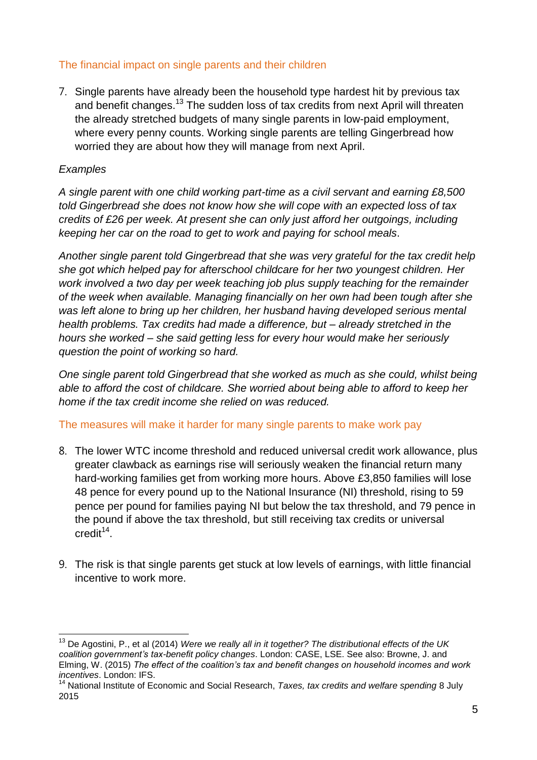## The financial impact on single parents and their children

7. Single parents have already been the household type hardest hit by previous tax and benefit changes.[13] The sudden loss of tax credits from next April will threaten the already stretched budgets of many single parents in low-paid employment, where every penny counts. Working single parents are telling Gingerbread how worried they are about how they will manage from next April.

*Examples*

*A single parent with one child working part-time as a civil servant and earning £8,500 told Gingerbread she does not know how she will cope with an expected loss of tax credits of £26 per week. At present she can only just afford her outgoings, including keeping her car on the road to get to work and paying for school meals*.

*Another single parent told Gingerbread that she was very grateful for the tax credit help she got which helped pay for afterschool childcare for her two youngest children. Her work involved a two day per week teaching job plus supply teaching for the remainder of the week when available. Managing financially on her own had been tough after she was left alone to bring up her children, her husband having developed serious mental health problems. Tax credits had made a difference, but – already stretched in the hours she worked – she said getting less for every hour would make her seriously question the point of working so hard.*

*One single parent told Gingerbread that she worked as much as she could, whilst being able to afford the cost of childcare. She worried about being able to afford to keep her home if the tax credit income she relied on was reduced.*

## The measures will make it harder for many single parents to make work pay

8. The lower WTC income threshold and reduced universal credit work allowance, plus greater clawback as earnings rise will seriously weaken the financial return many hard-working families get from working more hours. Above £3,850 families will lose 48 pence for every pound up to the National Insurance (NI) threshold, rising to 59 pence per pound for families paying NI but below the tax threshold, and 79 pence in the pound if above the tax threshold, but still receiving tax credits or universal credit[14].

9. The risk is that single parents get stuck at low levels of earnings, with little financial incentive to work more.

---

[13] De Agostini, P., et al (2014) *Were we really all in it together? The distributional effects of the UK coalition government's tax-benefit policy changes*. London: CASE, LSE. See also: Browne, J. and Elming, W. (2015) *The effect of the coalition's tax and benefit changes on household incomes and work incentives*. London: IFS.

[14] National Institute of Economic and Social Research, *Taxes, tax credits and welfare spending* 8 July 2015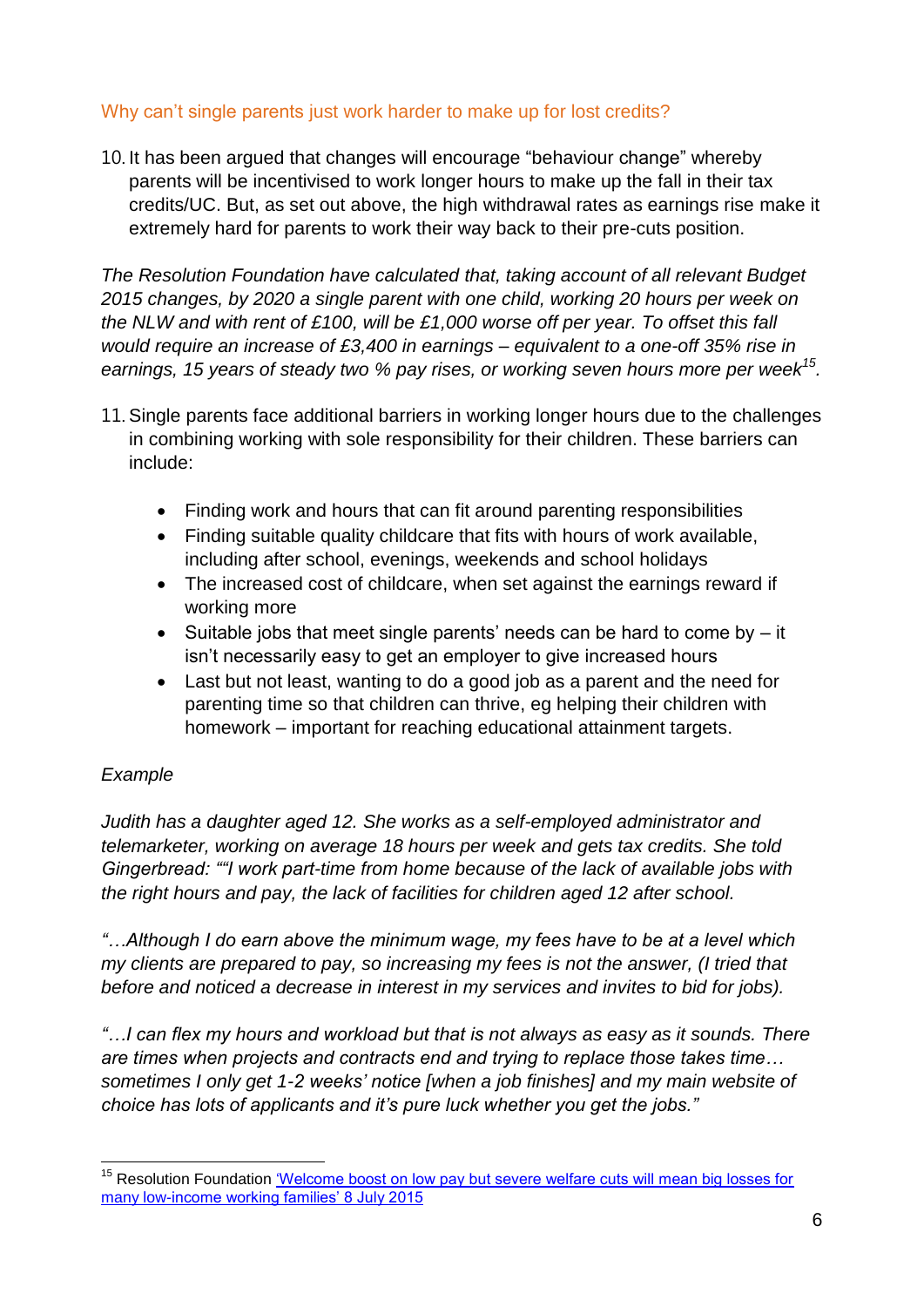### Why can't single parents just work harder to make up for lost credits?

10. It has been argued that changes will encourage "behaviour change" whereby parents will be incentivised to work longer hours to make up the fall in their tax credits/UC. But, as set out above, the high withdrawal rates as earnings rise make it extremely hard for parents to work their way back to their pre-cuts position.

*The Resolution Foundation have calculated that, taking account of all relevant Budget 2015 changes, by 2020 a single parent with one child, working 20 hours per week on the NLW and with rent of £100, will be £1,000 worse off per year. To offset this fall would require an increase of £3,400 in earnings – equivalent to a one-off 35% rise in earnings, 15 years of steady two % pay rises, or working seven hours more per week*[15]*.*

11. Single parents face additional barriers in working longer hours due to the challenges in combining working with sole responsibility for their children. These barriers can include:

    - Finding work and hours that can fit around parenting responsibilities
    - Finding suitable quality childcare that fits with hours of work available, including after school, evenings, weekends and school holidays
    - The increased cost of childcare, when set against the earnings reward if working more
    - Suitable jobs that meet single parents' needs can be hard to come by – it isn't necessarily easy to get an employer to give increased hours
    - Last but not least, wanting to do a good job as a parent and the need for parenting time so that children can thrive, eg helping their children with homework – important for reaching educational attainment targets.

*Example*

*Judith has a daughter aged 12. She works as a self-employed administrator and telemarketer, working on average 18 hours per week and gets tax credits. She told Gingerbread: ""I work part-time from home because of the lack of available jobs with the right hours and pay, the lack of facilities for children aged 12 after school.*

*"…Although I do earn above the minimum wage, my fees have to be at a level which my clients are prepared to pay, so increasing my fees is not the answer, (I tried that before and noticed a decrease in interest in my services and invites to bid for jobs).*

*"…I can flex my hours and workload but that is not always as easy as it sounds. There are times when projects and contracts end and trying to replace those takes time… sometimes I only get 1-2 weeks' notice [when a job finishes] and my main website of choice has lots of applicants and it's pure luck whether you get the jobs."*

---

[15] Resolution Foundation 'Welcome boost on low pay but severe welfare cuts will mean big losses for many low-income working families' 8 July 2015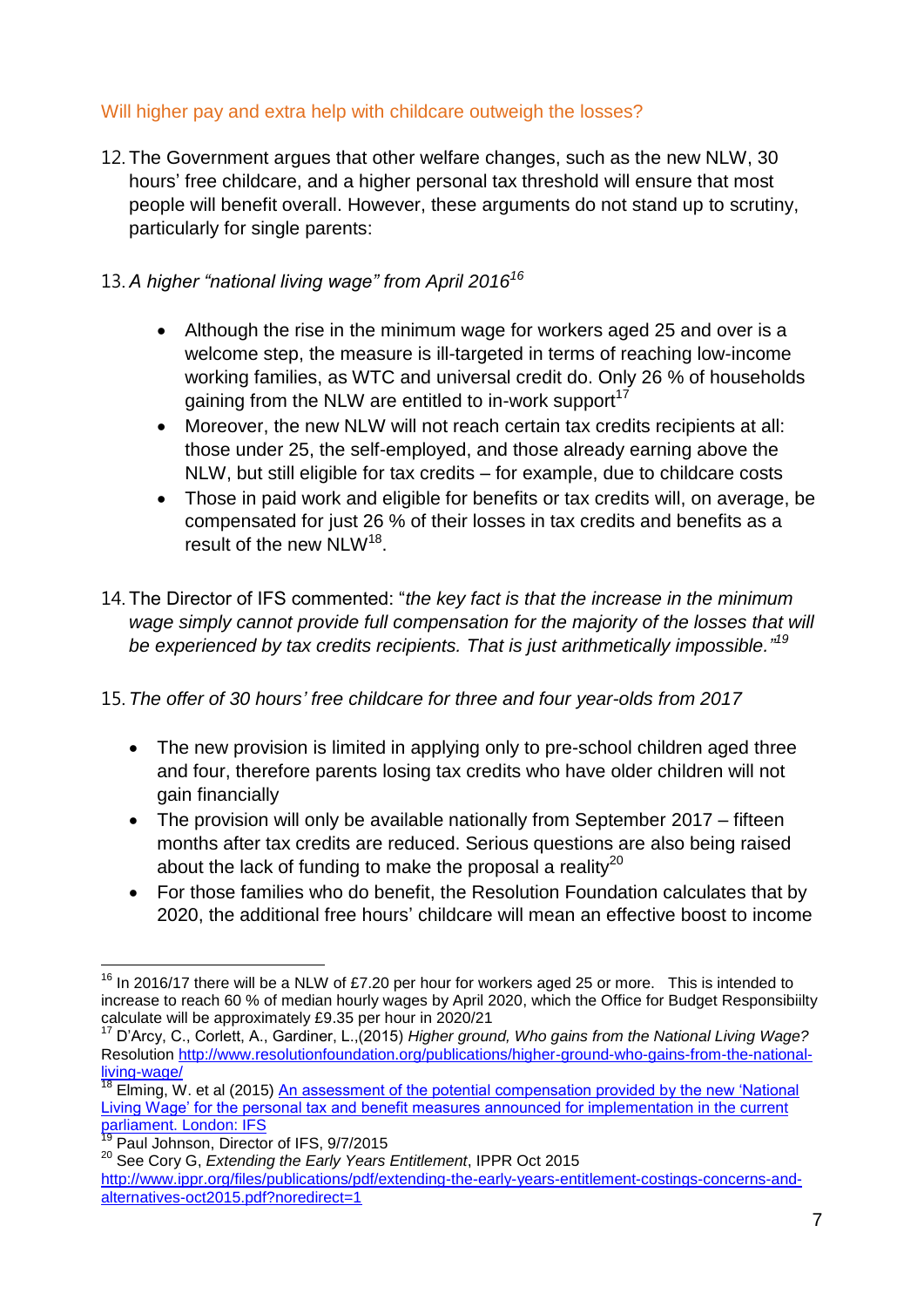## Will higher pay and extra help with childcare outweigh the losses?

12. The Government argues that other welfare changes, such as the new NLW, 30 hours' free childcare, and a higher personal tax threshold will ensure that most people will benefit overall. However, these arguments do not stand up to scrutiny, particularly for single parents:

13. *A higher "national living wage" from April 2016*[16]

    - Although the rise in the minimum wage for workers aged 25 and over is a welcome step, the measure is ill-targeted in terms of reaching low-income working families, as WTC and universal credit do. Only 26 % of households gaining from the NLW are entitled to in-work support[17]
    - Moreover, the new NLW will not reach certain tax credits recipients at all: those under 25, the self-employed, and those already earning above the NLW, but still eligible for tax credits – for example, due to childcare costs
    - Those in paid work and eligible for benefits or tax credits will, on average, be compensated for just 26 % of their losses in tax credits and benefits as a result of the new NLW[18].

14. The Director of IFS commented: "*the key fact is that the increase in the minimum wage simply cannot provide full compensation for the majority of the losses that will be experienced by tax credits recipients. That is just arithmetically impossible.*"[19]

15. *The offer of 30 hours' free childcare for three and four year-olds from 2017*

    - The new provision is limited in applying only to pre-school children aged three and four, therefore parents losing tax credits who have older children will not gain financially
    - The provision will only be available nationally from September 2017 – fifteen months after tax credits are reduced. Serious questions are also being raised about the lack of funding to make the proposal a reality[20]
    - For those families who do benefit, the Resolution Foundation calculates that by 2020, the additional free hours' childcare will mean an effective boost to income

---

[16] In 2016/17 there will be a NLW of £7.20 per hour for workers aged 25 or more. This is intended to increase to reach 60 % of median hourly wages by April 2020, which the Office for Budget Responsibiilty calculate will be approximately £9.35 per hour in 2020/21

[17] D'Arcy, C., Corlett, A., Gardiner, L.,(2015) *Higher ground, Who gains from the National Living Wage?* Resolution http://www.resolutionfoundation.org/publications/higher-ground-who-gains-from-the-national-living-wage/

[18] Elming, W. et al (2015) An assessment of the potential compensation provided by the new 'National Living Wage' for the personal tax and benefit measures announced for implementation in the current parliament. London: IFS

[19] Paul Johnson, Director of IFS, 9/7/2015

[20] See Cory G, *Extending the Early Years Entitlement*, IPPR Oct 2015 http://www.ippr.org/files/publications/pdf/extending-the-early-years-entitlement-costings-concerns-and-alternatives-oct2015.pdf?noredirect=1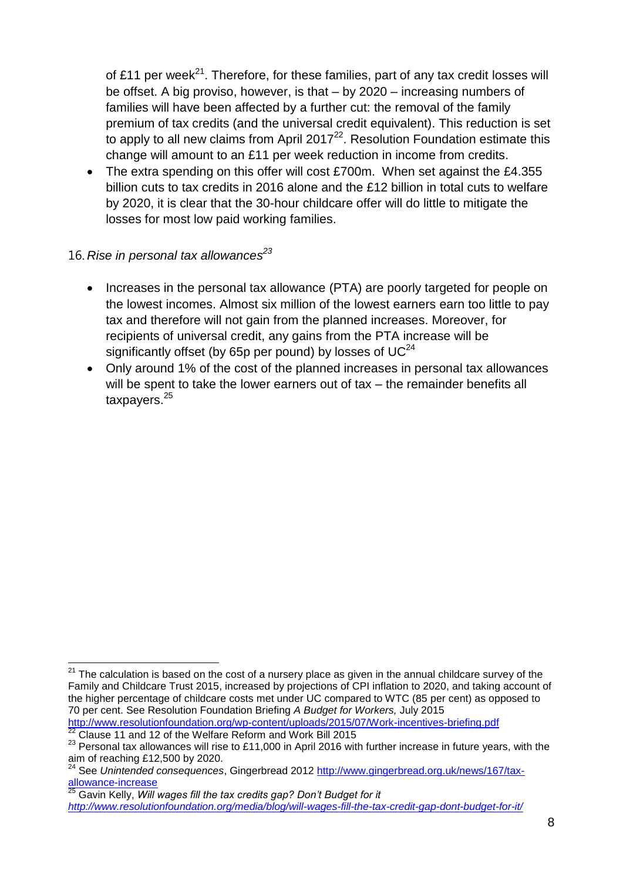of £11 per week[21]. Therefore, for these families, part of any tax credit losses will be offset. A big proviso, however, is that – by 2020 – increasing numbers of families will have been affected by a further cut: the removal of the family premium of tax credits (and the universal credit equivalent). This reduction is set to apply to all new claims from April 2017[22]. Resolution Foundation estimate this change will amount to an £11 per week reduction in income from credits.

- The extra spending on this offer will cost £700m. When set against the £4.355 billion cuts to tax credits in 2016 alone and the £12 billion in total cuts to welfare by 2020, it is clear that the 30-hour childcare offer will do little to mitigate the losses for most low paid working families.

16. *Rise in personal tax allowances*[23]

- Increases in the personal tax allowance (PTA) are poorly targeted for people on the lowest incomes. Almost six million of the lowest earners earn too little to pay tax and therefore will not gain from the planned increases. Moreover, for recipients of universal credit, any gains from the PTA increase will be significantly offset (by 65p per pound) by losses of UC[24]
- Only around 1% of the cost of the planned increases in personal tax allowances will be spent to take the lower earners out of tax – the remainder benefits all taxpayers.[25]

---

[21] The calculation is based on the cost of a nursery place as given in the annual childcare survey of the Family and Childcare Trust 2015, increased by projections of CPI inflation to 2020, and taking account of the higher percentage of childcare costs met under UC compared to WTC (85 per cent) as opposed to 70 per cent. See Resolution Foundation Briefing *A Budget for Workers,* July 2015 http://www.resolutionfoundation.org/wp-content/uploads/2015/07/Work-incentives-briefing.pdf

[22] Clause 11 and 12 of the Welfare Reform and Work Bill 2015

[23] Personal tax allowances will rise to £11,000 in April 2016 with further increase in future years, with the aim of reaching £12,500 by 2020.

[24] See *Unintended consequences*, Gingerbread 2012 http://www.gingerbread.org.uk/news/167/tax-allowance-increase

[25] Gavin Kelly, *Will wages fill the tax credits gap? Don't Budget for it* *http://www.resolutionfoundation.org/media/blog/will-wages-fill-the-tax-credit-gap-dont-budget-for-it/*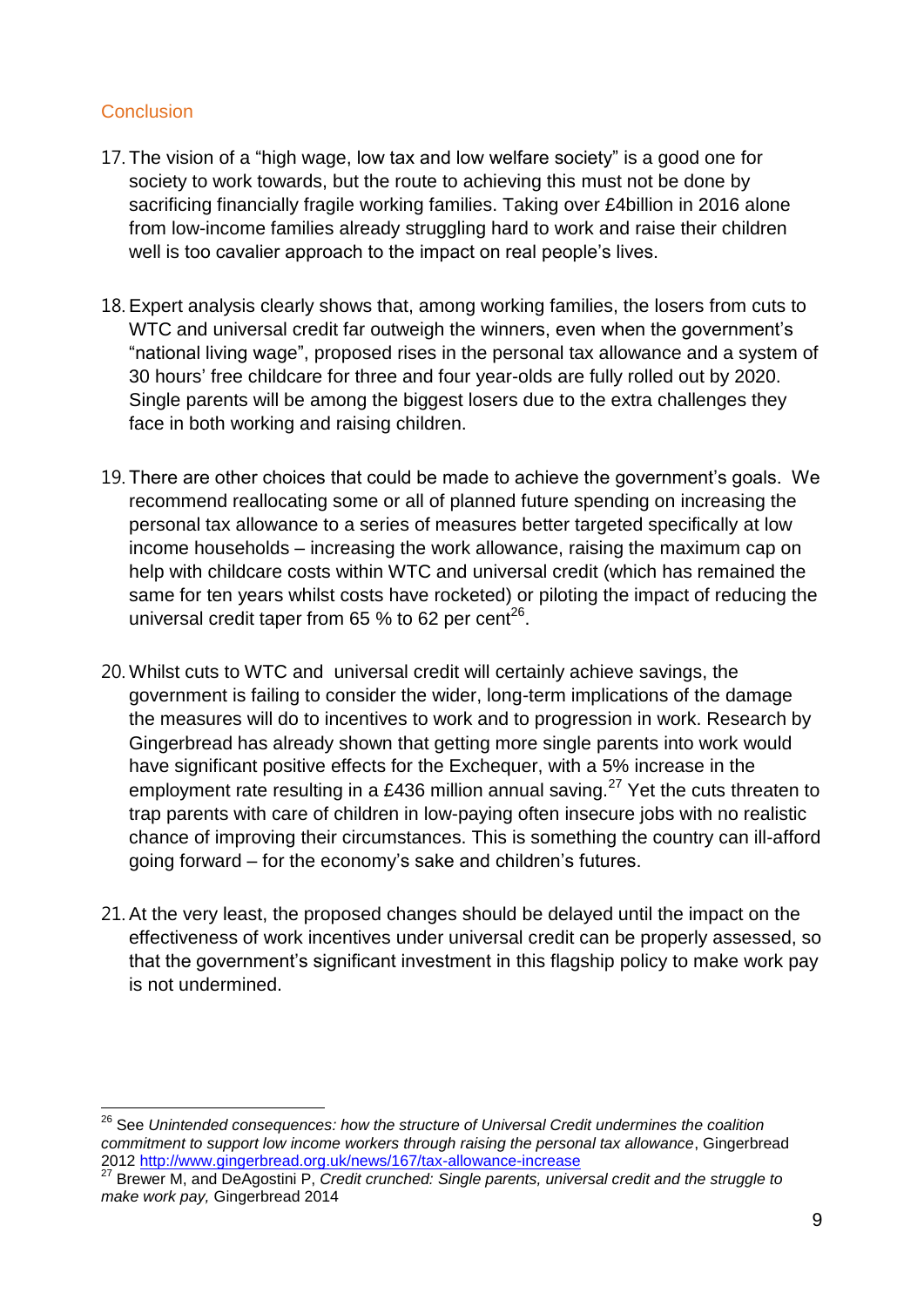## Conclusion

17. The vision of a "high wage, low tax and low welfare society" is a good one for society to work towards, but the route to achieving this must not be done by sacrificing financially fragile working families. Taking over £4billion in 2016 alone from low-income families already struggling hard to work and raise their children well is too cavalier approach to the impact on real people's lives.

18. Expert analysis clearly shows that, among working families, the losers from cuts to WTC and universal credit far outweigh the winners, even when the government's "national living wage", proposed rises in the personal tax allowance and a system of 30 hours' free childcare for three and four year-olds are fully rolled out by 2020. Single parents will be among the biggest losers due to the extra challenges they face in both working and raising children.

19. There are other choices that could be made to achieve the government's goals. We recommend reallocating some or all of planned future spending on increasing the personal tax allowance to a series of measures better targeted specifically at low income households – increasing the work allowance, raising the maximum cap on help with childcare costs within WTC and universal credit (which has remained the same for ten years whilst costs have rocketed) or piloting the impact of reducing the universal credit taper from 65 % to 62 per cent[26].

20. Whilst cuts to WTC and universal credit will certainly achieve savings, the government is failing to consider the wider, long-term implications of the damage the measures will do to incentives to work and to progression in work. Research by Gingerbread has already shown that getting more single parents into work would have significant positive effects for the Exchequer, with a 5% increase in the employment rate resulting in a £436 million annual saving.[27] Yet the cuts threaten to trap parents with care of children in low-paying often insecure jobs with no realistic chance of improving their circumstances. This is something the country can ill-afford going forward – for the economy's sake and children's futures.

21. At the very least, the proposed changes should be delayed until the impact on the effectiveness of work incentives under universal credit can be properly assessed, so that the government's significant investment in this flagship policy to make work pay is not undermined.

---

[26] See *Unintended consequences: how the structure of Universal Credit undermines the coalition commitment to support low income workers through raising the personal tax allowance*, Gingerbread 2012 http://www.gingerbread.org.uk/news/167/tax-allowance-increase

[27] Brewer M, and DeAgostini P, *Credit crunched: Single parents, universal credit and the struggle to make work pay,* Gingerbread 2014